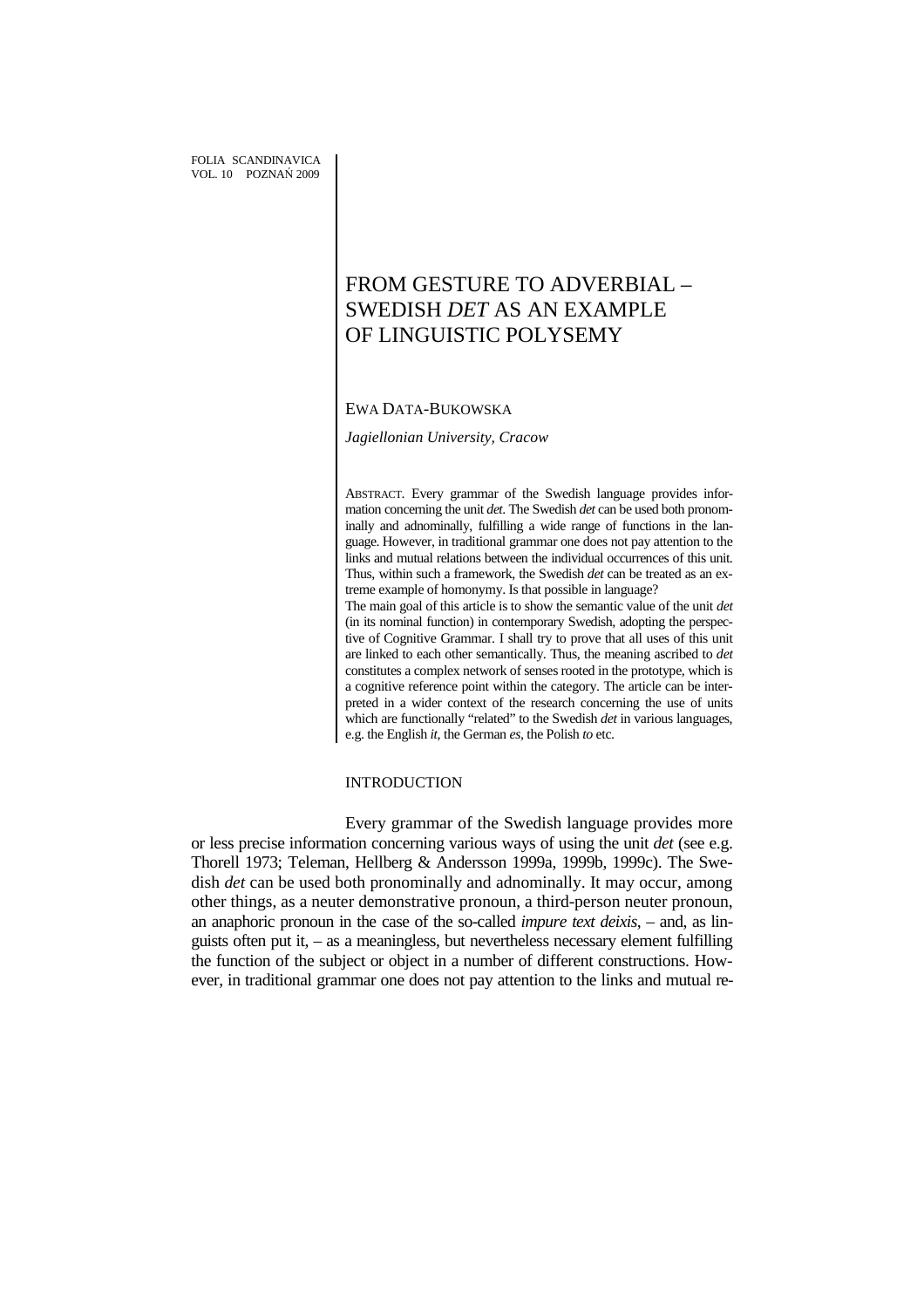# FROM GESTURE TO ADVERBIAL – SWEDISH *DET* AS AN EXAMPLE OF LINGUISTIC POLYSEMY

EWA DATA-BUKOWSKA

*Jagiellonian University, Cracow*

ABSTRACT. Every grammar of the Swedish language provides information concerning the unit *det*. The Swedish *det* can be used both pronominally and adnominally, fulfilling a wide range of functions in the language. However, in traditional grammar one does not pay attention to the links and mutual relations between the individual occurrences of this unit. Thus, within such a framework, the Swedish *det* can be treated as an extreme example of homonymy. Is that possible in language?

The main goal of this article is to show the semantic value of the unit *det* (in its nominal function) in contemporary Swedish, adopting the perspective of Cognitive Grammar. I shall try to prove that all uses of this unit are linked to each other semantically. Thus, the meaning ascribed to *det* constitutes a complex network of senses rooted in the prototype, which is a cognitive reference point within the category. The article can be interpreted in a wider context of the research concerning the use of units which are functionally "related" to the Swedish *det* in various languages, e.g. the English *it*, the German *es*, the Polish *to* etc.

## INTRODUCTION

Every grammar of the Swedish language provides more or less precise information concerning various ways of using the unit *det* (see e.g. Thorell 1973; Teleman, Hellberg & Andersson 1999a, 1999b, 1999c). The Swedish *det* can be used both pronominally and adnominally. It may occur, among other things, as a neuter demonstrative pronoun, a third-person neuter pronoun, an anaphoric pronoun in the case of the so-called *impure text deixis*, – and, as linguists often put it, – as a meaningless, but nevertheless necessary element fulfilling the function of the subject or object in a number of different constructions. However, in traditional grammar one does not pay attention to the links and mutual re-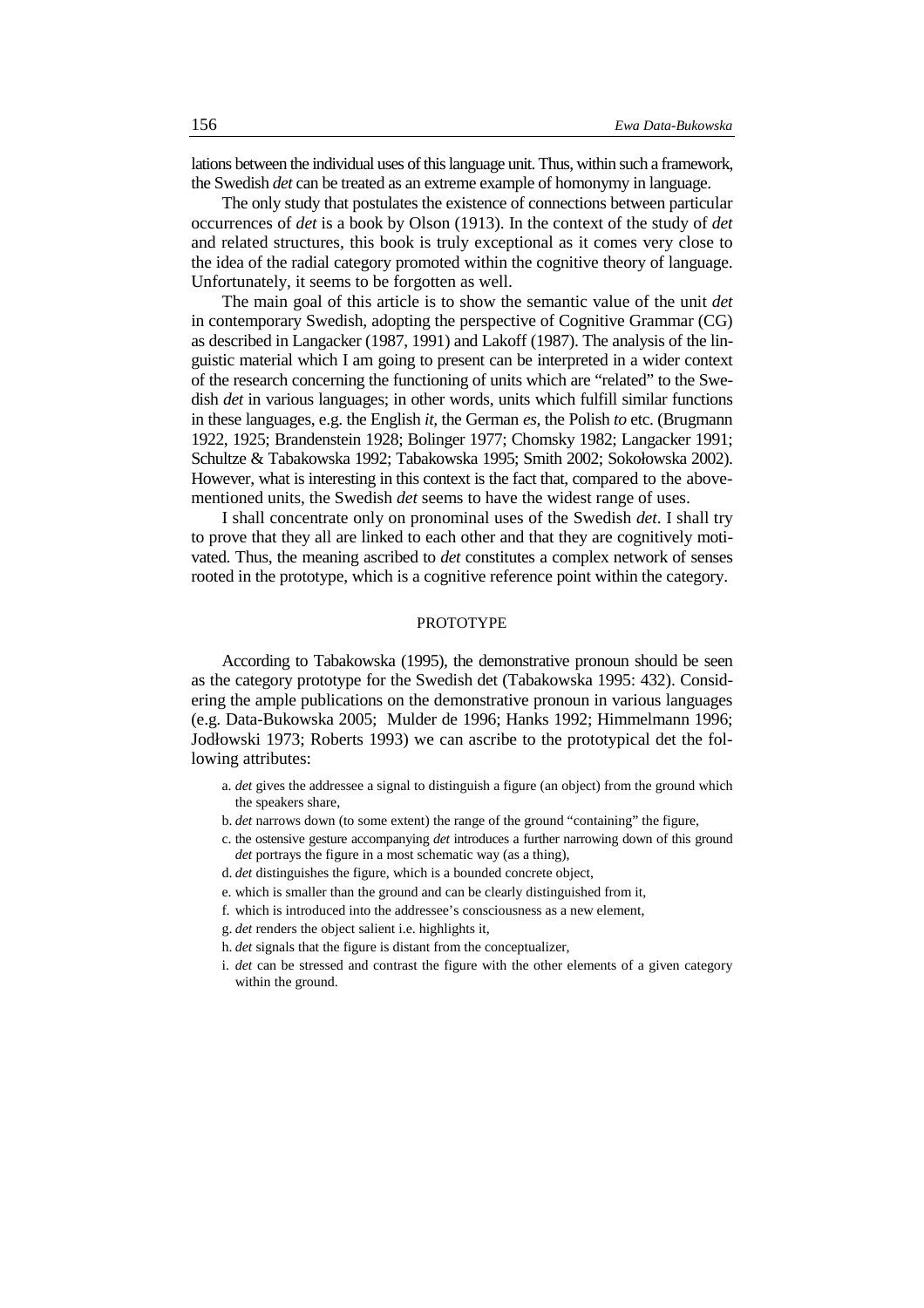lations between the individual uses of this language unit. Thus, within such a framework, the Swedish *det* can be treated as an extreme example of homonymy in language.

The only study that postulates the existence of connections between particular occurrences of *det* is a book by Olson (1913). In the context of the study of *det* and related structures, this book is truly exceptional as it comes very close to the idea of the radial category promoted within the cognitive theory of language. Unfortunately, it seems to be forgotten as well.

The main goal of this article is to show the semantic value of the unit *det* in contemporary Swedish, adopting the perspective of Cognitive Grammar (CG) as described in Langacker (1987, 1991) and Lakoff (1987). The analysis of the linguistic material which I am going to present can be interpreted in a wider context of the research concerning the functioning of units which are "related" to the Swedish *det* in various languages; in other words, units which fulfill similar functions in these languages, e.g. the English *it*, the German *es*, the Polish *to* etc. (Brugmann 1922, 1925; Brandenstein 1928; Bolinger 1977; Chomsky 1982; Langacker 1991; Schultze & Tabakowska 1992; Tabakowska 1995; Smith 2002; Sokołowska 2002). However, what is interesting in this context is the fact that, compared to the above-mentioned units, the Swedish *det* seems to have the widest range of uses.

I shall concentrate only on pronominal uses of the Swedish *det*. I shall try to prove that they all are linked to each other and that they are cognitively motivated. Thus, the meaning ascribed to *det* constitutes a complex network of senses rooted in the prototype, which is a cognitive reference point within the category.

## PROTOTYPE

According to Tabakowska (1995), the demonstrative pronoun should be seen as the category prototype for the Swedish det (Tabakowska 1995: 432). Considering the ample publications on the demonstrative pronoun in various languages (e.g. Data-Bukowska 2005; Mulder de 1996; Hanks 1992; Himmelmann 1996; Jodłowski 1973; Roberts 1993) we can ascribe to the prototypical det the following attributes:

a. *det* gives the addressee a signal to distinguish a figure (an object) from the ground which the speakers share,

b. *det* narrows down (to some extent) the range of the ground "containing" the figure,

c. the ostensive gesture accompanying *det* introduces a further narrowing down of this ground *det* portrays the figure in a most schematic way (as a thing),

d. *det* distinguishes the figure, which is a bounded concrete object,

e. which is smaller than the ground and can be clearly distinguished from it,

f. which is introduced into the addressee's consciousness as a new element,

g. *det* renders the object salient i.e. highlights it,

h. *det* signals that the figure is distant from the conceptualizer,

i. *det* can be stressed and contrast the figure with the other elements of a given category within the ground.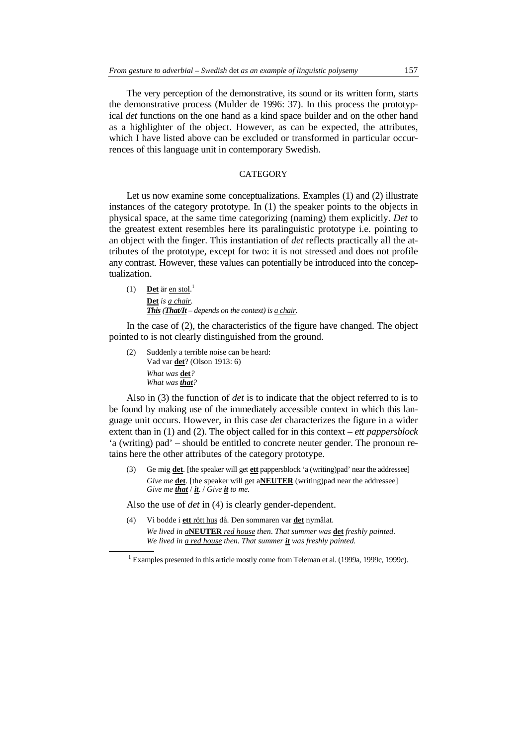The very perception of the demonstrative, its sound or its written form, starts the demonstrative process (Mulder de 1996: 37). In this process the prototypical *det* functions on the one hand as a kind space builder and on the other hand as a highlighter of the object. However, as can be expected, the attributes, which I have listed above can be excluded or transformed in particular occurrences of this language unit in contemporary Swedish.

## CATEGORY

Let us now examine some conceptualizations. Examples (1) and (2) illustrate instances of the category prototype. In (1) the speaker points to the objects in physical space, at the same time categorizing (naming) them explicitly. *Det* to the greatest extent resembles here its paralinguistic prototype i.e. pointing to an object with the finger. This instantiation of *det* reflects practically all the attributes of the prototype, except for two: it is not stressed and does not profile any contrast. However, these values can potentially be introduced into the conceptualization.

(1) **Det** är en stol.[1]
*__**Det**__ is a chair.*
***This** (**That/It** – depends on the context) is a chair.*

In the case of (2), the characteristics of the figure have changed. The object pointed to is not clearly distinguished from the ground.

(2) Suddenly a terrible noise can be heard:
Vad var **det**? (Olson 1913: 6)
*What was* **det**?
*What was* ***that***?

Also in (3) the function of *det* is to indicate that the object referred to is to be found by making use of the immediately accessible context in which this language unit occurs. However, in this case *det* characterizes the figure in a wider extent than in (1) and (2). The object called for in this context – *ett pappersblock* 'a (writing) pad' – should be entitled to concrete neuter gender. The pronoun retains here the other attributes of the category prototype.

(3) Ge mig **det**. [the speaker will get **ett** pappersblock 'a (writing)pad' near the addressee]
*Give me* **det**. [the speaker will get a**NEUTER** (writing)pad near the addressee]
*Give me* ***that*** / ***it***. / *Give* ***it*** *to me.*

Also the use of *det* in (4) is clearly gender-dependent.

(4) Vi bodde i **ett** rött hus då. Den sommaren var **det** nymålat.
*We lived in a***NEUTER** *red house then. That summer was* **det** *freshly painted.*
*We lived in a red house then. That summer* ***it*** *was freshly painted.*

---

[1] Examples presented in this article mostly come from Teleman et al. (1999a, 1999c, 1999c).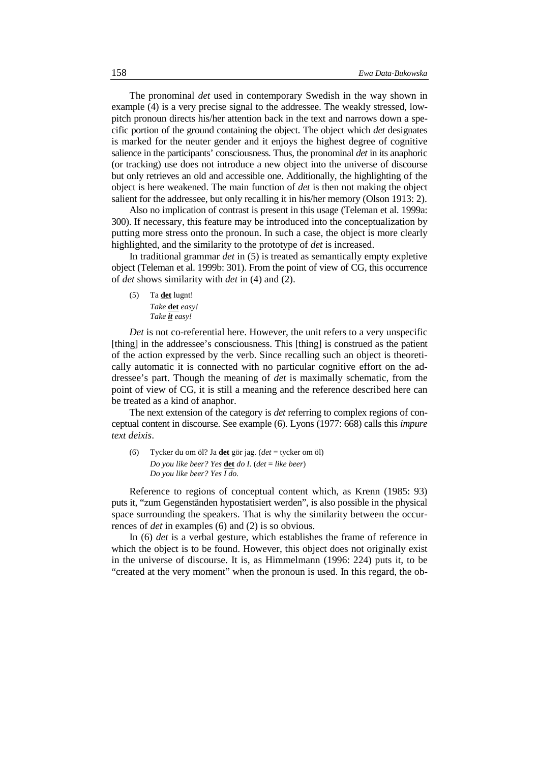The pronominal *det* used in contemporary Swedish in the way shown in example (4) is a very precise signal to the addressee. The weakly stressed, low-pitch pronoun directs his/her attention back in the text and narrows down a specific portion of the ground containing the object. The object which *det* designates is marked for the neuter gender and it enjoys the highest degree of cognitive salience in the participants' consciousness. Thus, the pronominal *det* in its anaphoric (or tracking) use does not introduce a new object into the universe of discourse but only retrieves an old and accessible one. Additionally, the highlighting of the object is here weakened. The main function of *det* is then not making the object salient for the addressee, but only recalling it in his/her memory (Olson 1913: 2).

Also no implication of contrast is present in this usage (Teleman et al. 1999a: 300). If necessary, this feature may be introduced into the conceptualization by putting more stress onto the pronoun. In such a case, the object is more clearly highlighted, and the similarity to the prototype of *det* is increased.

In traditional grammar *det* in (5) is treated as semantically empty expletive object (Teleman et al. 1999b: 301). From the point of view of CG, this occurrence of *det* shows similarity with *det* in (4) and (2).

(5) Ta **<u>det</u>** lugnt!
*Take* **<u>det</u>** *easy!*
*Take **<u>it</u>** easy!*

*Det* is not co-referential here. However, the unit refers to a very unspecific [thing] in the addressee's consciousness. This [thing] is construed as the patient of the action expressed by the verb. Since recalling such an object is theoretically automatic it is connected with no particular cognitive effort on the addressee's part. Though the meaning of *det* is maximally schematic, from the point of view of CG, it is still a meaning and the reference described here can be treated as a kind of anaphor.

The next extension of the category is *det* referring to complex regions of conceptual content in discourse. See example (6). Lyons (1977: 668) calls this *impure text deixis*.

(6) Tycker du om öl? Ja **<u>det</u>** gör jag. (*det* = tycker om öl)
*Do you like beer? Yes* **<u>det</u>** *do I.* (*det = like beer*)
*Do you like beer? Yes I do.*

Reference to regions of conceptual content which, as Krenn (1985: 93) puts it, "zum Gegenständen hypostatisiert werden", is also possible in the physical space surrounding the speakers. That is why the similarity between the occurrences of *det* in examples (6) and (2) is so obvious.

In (6) *det* is a verbal gesture, which establishes the frame of reference in which the object is to be found. However, this object does not originally exist in the universe of discourse. It is, as Himmelmann (1996: 224) puts it, to be "created at the very moment" when the pronoun is used. In this regard, the ob-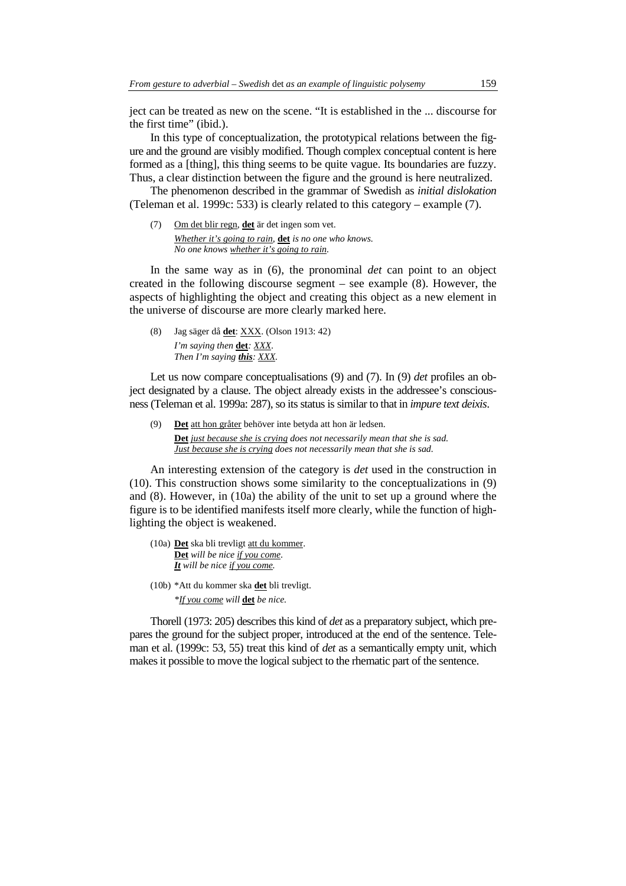ject can be treated as new on the scene. "It is established in the ... discourse for the first time" (ibid.).

In this type of conceptualization, the prototypical relations between the figure and the ground are visibly modified. Though complex conceptual content is here formed as a [thing], this thing seems to be quite vague. Its boundaries are fuzzy. Thus, a clear distinction between the figure and the ground is here neutralized.

The phenomenon described in the grammar of Swedish as *initial dislokation* (Teleman et al. 1999c: 533) is clearly related to this category – example (7).

(7) Om det blir regn, **det** är det ingen som vet.
*Whether it's going to rain,* **det** *is no one who knows.*
*No one knows whether it's going to rain.*

In the same way as in (6), the pronominal *det* can point to an object created in the following discourse segment – see example (8). However, the aspects of highlighting the object and creating this object as a new element in the universe of discourse are more clearly marked here.

(8) Jag säger då **det**: XXX. (Olson 1913: 42)
*I'm saying then* **det**: *XXX.*
*Then I'm saying* ***this***: *XXX.*

Let us now compare conceptualisations (9) and (7). In (9) *det* profiles an object designated by a clause. The object already exists in the addressee's consciousness (Teleman et al. 1999a: 287), so its status is similar to that in *impure text deixis*.

(9) **Det** att hon gråter behöver inte betyda att hon är ledsen.
**Det** *just because she is crying does not necessarily mean that she is sad.*
*Just because she is crying does not necessarily mean that she is sad.*

An interesting extension of the category is *det* used in the construction in (10). This construction shows some similarity to the conceptualizations in (9) and (8). However, in (10a) the ability of the unit to set up a ground where the figure is to be identified manifests itself more clearly, while the function of highlighting the object is weakened.

(10a) **Det** ska bli trevligt att du kommer.
**Det** *will be nice if you come.*
***It*** *will be nice if you come.*

(10b) *Att du kommer ska **det** bli trevligt.
**If you come will* **det** *be nice.*

Thorell (1973: 205) describes this kind of *det* as a preparatory subject, which prepares the ground for the subject proper, introduced at the end of the sentence. Teleman et al. (1999c: 53, 55) treat this kind of *det* as a semantically empty unit, which makes it possible to move the logical subject to the rhematic part of the sentence.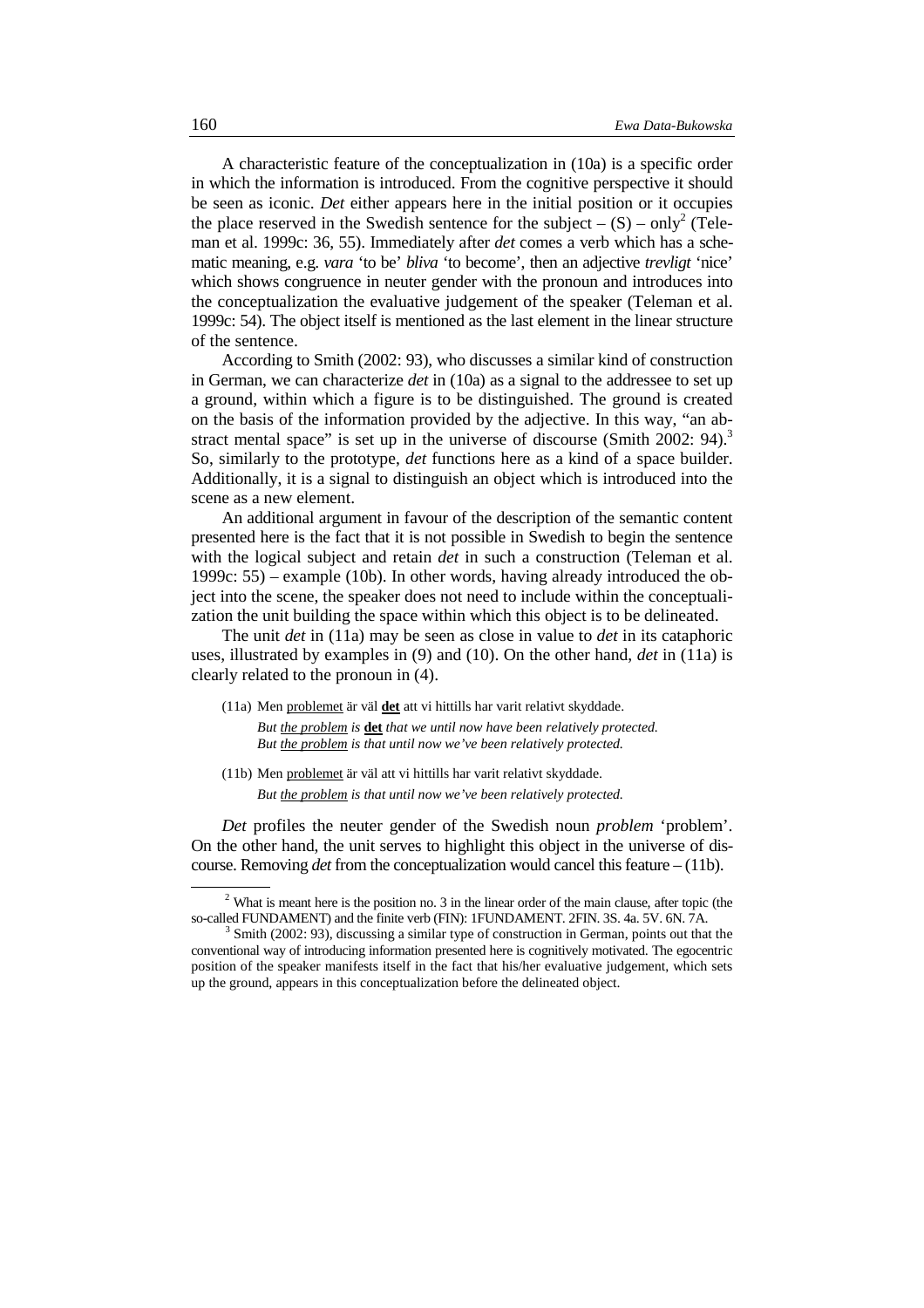A characteristic feature of the conceptualization in (10a) is a specific order in which the information is introduced. From the cognitive perspective it should be seen as iconic. *Det* either appears here in the initial position or it occupies the place reserved in the Swedish sentence for the subject – (S) – only[2] (Teleman et al. 1999c: 36, 55). Immediately after *det* comes a verb which has a schematic meaning, e.g. *vara* 'to be' *bliva* 'to become', then an adjective *trevligt* 'nice' which shows congruence in neuter gender with the pronoun and introduces into the conceptualization the evaluative judgement of the speaker (Teleman et al. 1999c: 54). The object itself is mentioned as the last element in the linear structure of the sentence.

According to Smith (2002: 93), who discusses a similar kind of construction in German, we can characterize *det* in (10a) as a signal to the addressee to set up a ground, within which a figure is to be distinguished. The ground is created on the basis of the information provided by the adjective. In this way, "an abstract mental space" is set up in the universe of discourse (Smith 2002: 94).[3] So, similarly to the prototype, *det* functions here as a kind of a space builder. Additionally, it is a signal to distinguish an object which is introduced into the scene as a new element.

An additional argument in favour of the description of the semantic content presented here is the fact that it is not possible in Swedish to begin the sentence with the logical subject and retain *det* in such a construction (Teleman et al. 1999c: 55) – example (10b). In other words, having already introduced the object into the scene, the speaker does not need to include within the conceptualization the unit building the space within which this object is to be delineated.

The unit *det* in (11a) may be seen as close in value to *det* in its cataphoric uses, illustrated by examples in (9) and (10). On the other hand, *det* in (11a) is clearly related to the pronoun in (4).

(11a) Men <u>problemet</u> är väl <u>**det**</u> att vi hittills har varit relativt skyddade.
*But <u>the problem</u> is* <u>**det**</u> *that we until now have been relatively protected.*
*But <u>the problem</u> is that until now we've been relatively protected.*

(11b) Men <u>problemet</u> är väl att vi hittills har varit relativt skyddade.
*But <u>the problem</u> is that until now we've been relatively protected.*

*Det* profiles the neuter gender of the Swedish noun *problem* 'problem'. On the other hand, the unit serves to highlight this object in the universe of discourse. Removing *det* from the conceptualization would cancel this feature – (11b).

---

[2] What is meant here is the position no. 3 in the linear order of the main clause, after topic (the so-called FUNDAMENT) and the finite verb (FIN): 1FUNDAMENT. 2FIN. 3S. 4a. 5V. 6N. 7A.

[3] Smith (2002: 93), discussing a similar type of construction in German, points out that the conventional way of introducing information presented here is cognitively motivated. The egocentric position of the speaker manifests itself in the fact that his/her evaluative judgement, which sets up the ground, appears in this conceptualization before the delineated object.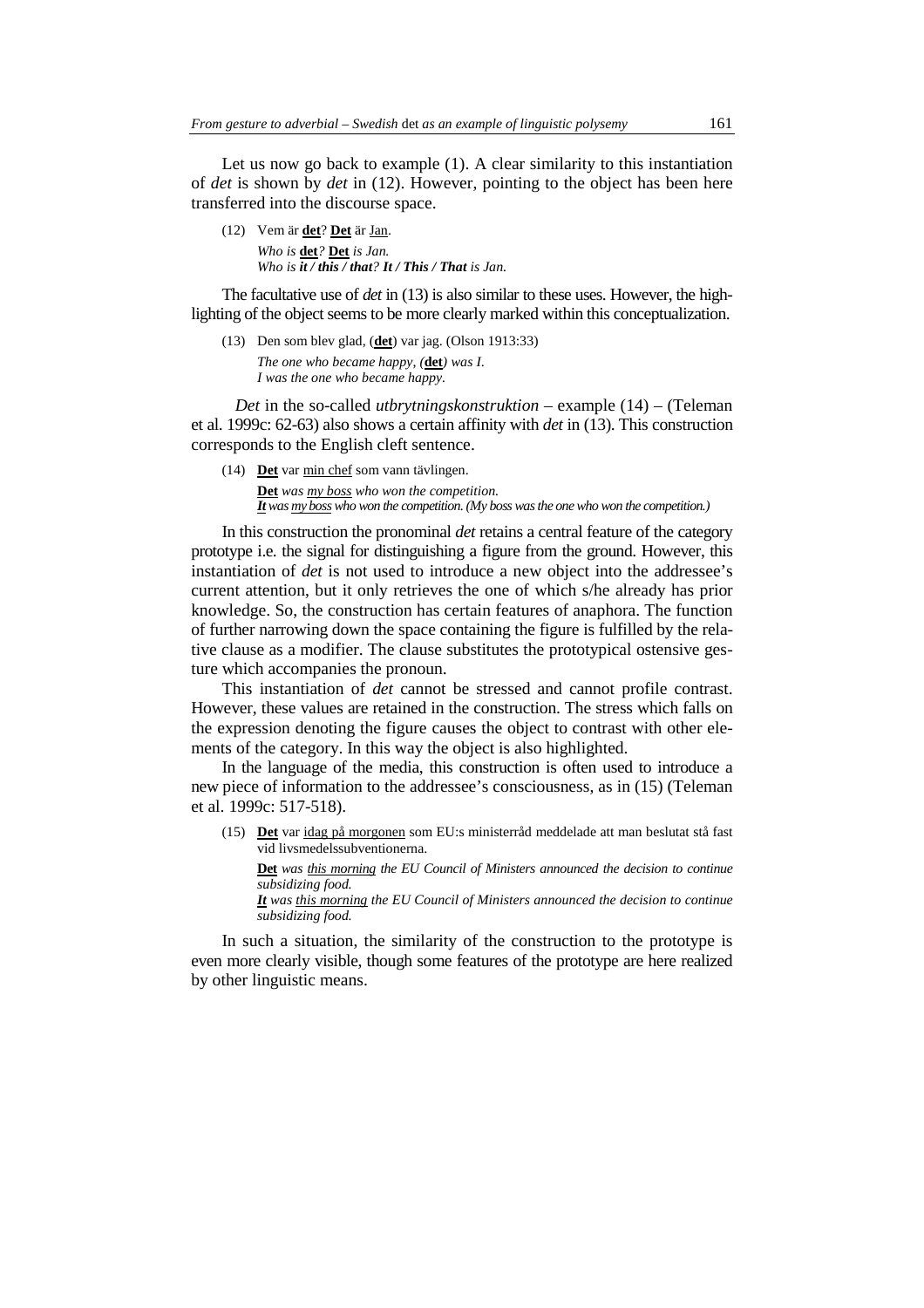Let us now go back to example (1). A clear similarity to this instantiation of *det* is shown by *det* in (12). However, pointing to the object has been here transferred into the discourse space.

(12) Vem är <u>**det**</u>? <u>**Det**</u> är <u>Jan</u>.
*Who is* <u>**det**</u>*?* <u>**Det**</u> *is Jan.*
*Who is **it / this / that**? **It / This / That** is Jan.*

The facultative use of *det* in (13) is also similar to these uses. However, the highlighting of the object seems to be more clearly marked within this conceptualization.

(13) Den som blev glad, (<u>**det**</u>) var jag. (Olson 1913:33)
*The one who became happy, (*<u>**det**</u>*) was I.*
*I was the one who became happy.*

*Det* in the so-called *utbrytningskonstruktion* – example (14) – (Teleman et al. 1999c: 62-63) also shows a certain affinity with *det* in (13). This construction corresponds to the English cleft sentence.

(14) <u>**Det**</u> var <u>min chef</u> som vann tävlingen.
<u>**Det**</u> *was* <u>*my boss*</u> *who won the competition.*
<u>***It***</u> *was* <u>*my boss*</u> *who won the competition. (My boss was the one who won the competition.)*

In this construction the pronominal *det* retains a central feature of the category prototype i.e. the signal for distinguishing a figure from the ground. However, this instantiation of *det* is not used to introduce a new object into the addressee's current attention, but it only retrieves the one of which s/he already has prior knowledge. So, the construction has certain features of anaphora. The function of further narrowing down the space containing the figure is fulfilled by the relative clause as a modifier. The clause substitutes the prototypical ostensive gesture which accompanies the pronoun.

This instantiation of *det* cannot be stressed and cannot profile contrast. However, these values are retained in the construction. The stress which falls on the expression denoting the figure causes the object to contrast with other elements of the category. In this way the object is also highlighted.

In the language of the media, this construction is often used to introduce a new piece of information to the addressee's consciousness, as in (15) (Teleman et al. 1999c: 517-518).

(15) <u>**Det**</u> var <u>idag på morgonen</u> som EU:s ministerråd meddelade att man beslutat stå fast vid livsmedelssubventionerna.
<u>**Det**</u> *was* <u>*this morning*</u> *the EU Council of Ministers announced the decision to continue subsidizing food.*
<u>***It***</u> *was* <u>*this morning*</u> *the EU Council of Ministers announced the decision to continue subsidizing food.*

In such a situation, the similarity of the construction to the prototype is even more clearly visible, though some features of the prototype are here realized by other linguistic means.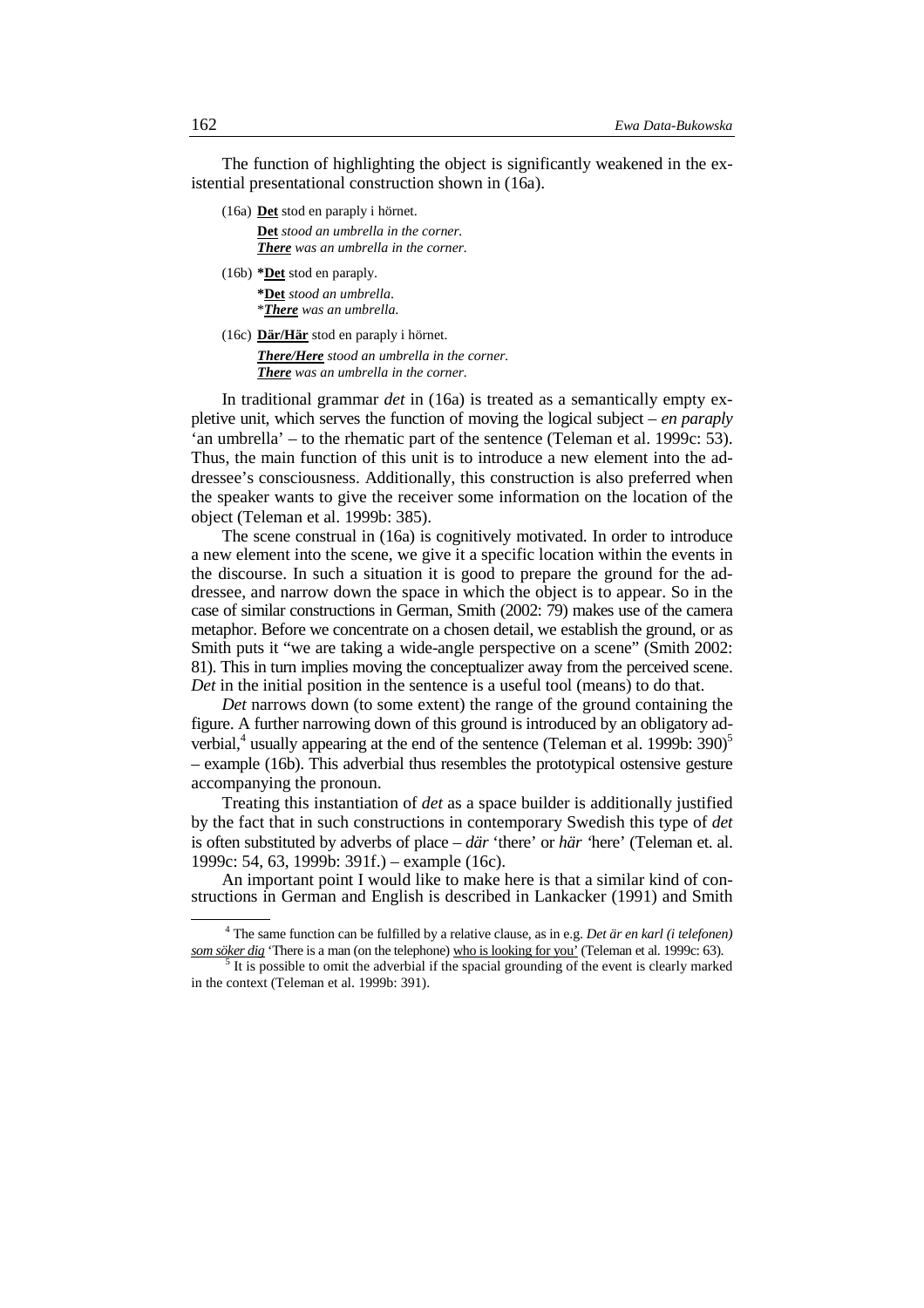The function of highlighting the object is significantly weakened in the existential presentational construction shown in (16a).

(16a) **Det** stod en paraply i hörnet.
 **Det** *stood an umbrella in the corner.*
 ***There*** *was an umbrella in the corner.*

(16b) ***Det** stod en paraply.
 ***Det** *stood an umbrella.*
 *<u>***There***</u> *was an umbrella.*

(16c) **Där/Här** stod en paraply i hörnet.
 ***There/Here*** *stood an umbrella in the corner.*
 ***There*** *was an umbrella in the corner.*

In traditional grammar *det* in (16a) is treated as a semantically empty expletive unit, which serves the function of moving the logical subject – *en paraply* 'an umbrella' – to the rhematic part of the sentence (Teleman et al. 1999c: 53). Thus, the main function of this unit is to introduce a new element into the addressee's consciousness. Additionally, this construction is also preferred when the speaker wants to give the receiver some information on the location of the object (Teleman et al. 1999b: 385).

The scene construal in (16a) is cognitively motivated. In order to introduce a new element into the scene, we give it a specific location within the events in the discourse. In such a situation it is good to prepare the ground for the addressee, and narrow down the space in which the object is to appear. So in the case of similar constructions in German, Smith (2002: 79) makes use of the camera metaphor. Before we concentrate on a chosen detail, we establish the ground, or as Smith puts it "we are taking a wide-angle perspective on a scene" (Smith 2002: 81). This in turn implies moving the conceptualizer away from the perceived scene. *Det* in the initial position in the sentence is a useful tool (means) to do that.

*Det* narrows down (to some extent) the range of the ground containing the figure. A further narrowing down of this ground is introduced by an obligatory adverbial,[4] usually appearing at the end of the sentence (Teleman et al. 1999b: 390)[5] – example (16b). This adverbial thus resembles the prototypical ostensive gesture accompanying the pronoun.

Treating this instantiation of *det* as a space builder is additionally justified by the fact that in such constructions in contemporary Swedish this type of *det* is often substituted by adverbs of place – *där* 'there' or *här* 'here' (Teleman et. al. 1999c: 54, 63, 1999b: 391f.) – example (16c).

An important point I would like to make here is that a similar kind of constructions in German and English is described in Lankacker (1991) and Smith

---

[4] The same function can be fulfilled by a relative clause, as in e.g. *Det är en karl (i telefonen) <u>som söker dig</u>* 'There is a man (on the telephone) <u>who is looking for you</u>' (Teleman et al. 1999c: 63).

[5] It is possible to omit the adverbial if the spacial grounding of the event is clearly marked in the context (Teleman et al. 1999b: 391).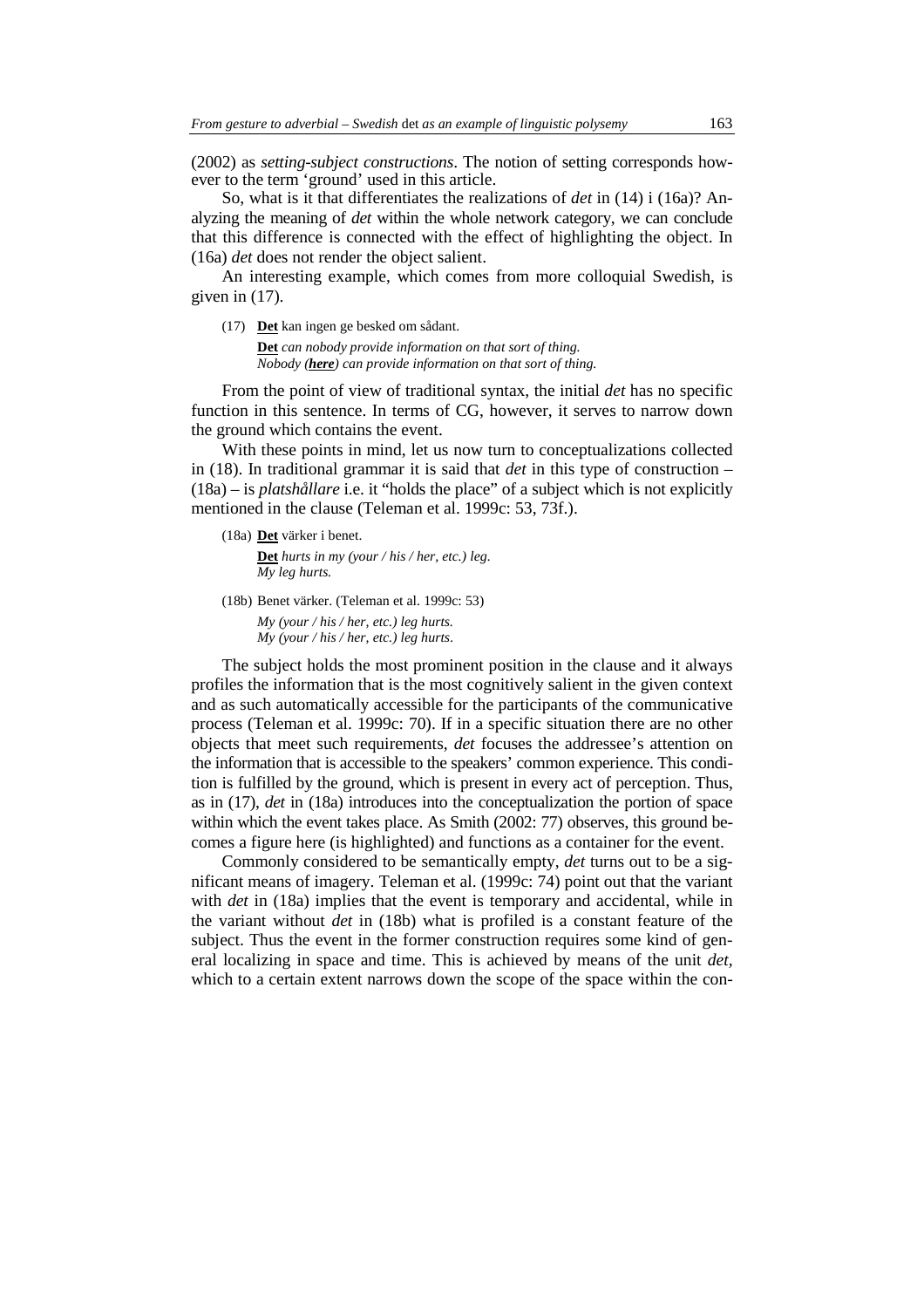(2002) as *setting-subject constructions*. The notion of setting corresponds however to the term 'ground' used in this article.

So, what is it that differentiates the realizations of *det* in (14) i (16a)? Analyzing the meaning of *det* within the whole network category, we can conclude that this difference is connected with the effect of highlighting the object. In (16a) *det* does not render the object salient.

An interesting example, which comes from more colloquial Swedish, is given in (17).

(17) **Det** kan ingen ge besked om sådant.
  ***Det*** *can nobody provide information on that sort of thing.*
  *Nobody (**here**) can provide information on that sort of thing.*

From the point of view of traditional syntax, the initial *det* has no specific function in this sentence. In terms of CG, however, it serves to narrow down the ground which contains the event.

With these points in mind, let us now turn to conceptualizations collected in (18). In traditional grammar it is said that *det* in this type of construction – (18a) – is *platshållare* i.e. it "holds the place" of a subject which is not explicitly mentioned in the clause (Teleman et al. 1999c: 53, 73f.).

(18a) **Det** värker i benet.
  ***Det*** *hurts in my (your / his / her, etc.) leg.*
  *My leg hurts.*

(18b) Benet värker. (Teleman et al. 1999c: 53)
  *My (your / his / her, etc.) leg hurts.*
  *My (your / his / her, etc.) leg hurts.*

The subject holds the most prominent position in the clause and it always profiles the information that is the most cognitively salient in the given context and as such automatically accessible for the participants of the communicative process (Teleman et al. 1999c: 70). If in a specific situation there are no other objects that meet such requirements, *det* focuses the addressee's attention on the information that is accessible to the speakers' common experience. This condition is fulfilled by the ground, which is present in every act of perception. Thus, as in (17), *det* in (18a) introduces into the conceptualization the portion of space within which the event takes place. As Smith (2002: 77) observes, this ground becomes a figure here (is highlighted) and functions as a container for the event.

Commonly considered to be semantically empty, *det* turns out to be a significant means of imagery. Teleman et al. (1999c: 74) point out that the variant with *det* in (18a) implies that the event is temporary and accidental, while in the variant without *det* in (18b) what is profiled is a constant feature of the subject. Thus the event in the former construction requires some kind of general localizing in space and time. This is achieved by means of the unit *det*, which to a certain extent narrows down the scope of the space within the con-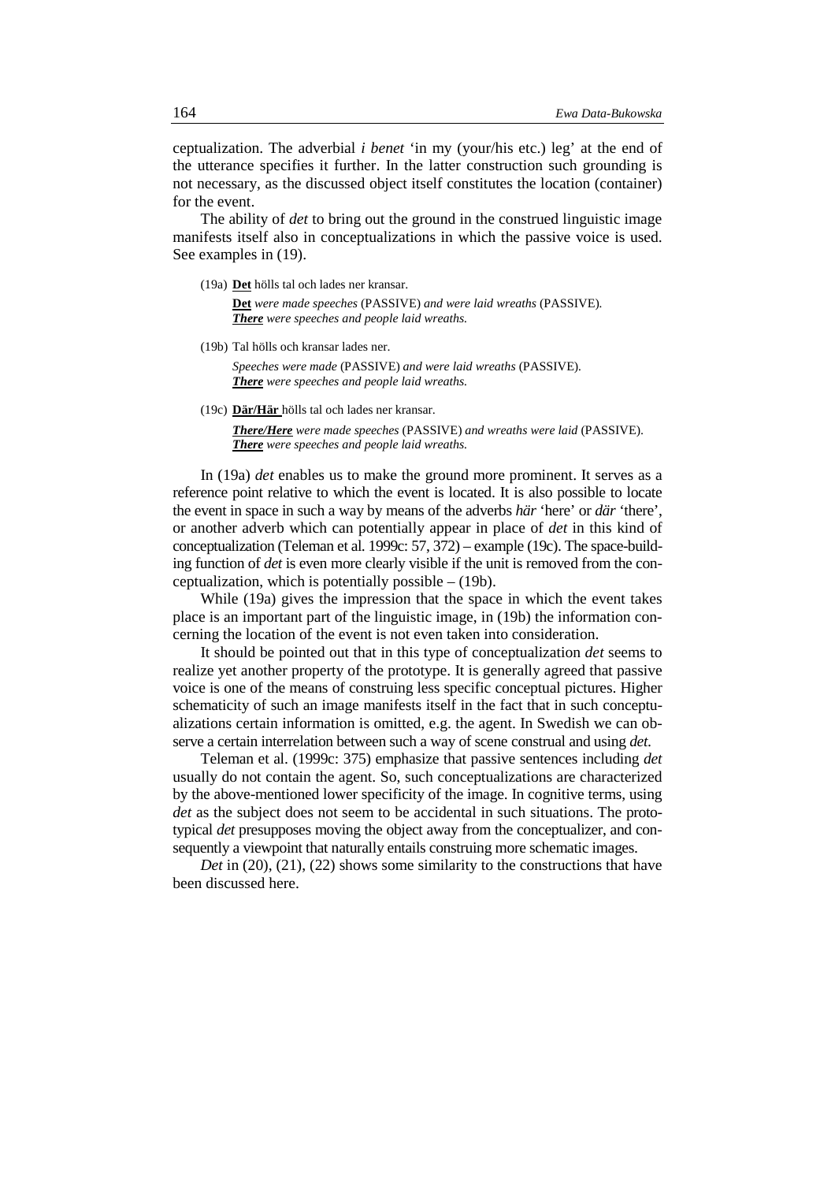ceptualization. The adverbial *i benet* 'in my (your/his etc.) leg' at the end of the utterance specifies it further. In the latter construction such grounding is not necessary, as the discussed object itself constitutes the location (container) for the event.

The ability of *det* to bring out the ground in the construed linguistic image manifests itself also in conceptualizations in which the passive voice is used. See examples in (19).

(19a) **<u>Det</u>** hölls tal och lades ner kransar.

**<u>Det</u>** *were made speeches* (PASSIVE) *and were laid wreaths* (PASSIVE).
***<u>There</u>*** *were speeches and people laid wreaths.*

(19b) Tal hölls och kransar lades ner.

*Speeches were made* (PASSIVE) *and were laid wreaths* (PASSIVE).
***<u>There</u>*** *were speeches and people laid wreaths.*

(19c) **<u>Där/Här</u>** hölls tal och lades ner kransar.

***<u>There/Here</u>*** *were made speeches* (PASSIVE) *and wreaths were laid* (PASSIVE).
***<u>There</u>*** *were speeches and people laid wreaths.*

In (19a) *det* enables us to make the ground more prominent. It serves as a reference point relative to which the event is located. It is also possible to locate the event in space in such a way by means of the adverbs *här* 'here' or *där* 'there', or another adverb which can potentially appear in place of *det* in this kind of conceptualization (Teleman et al. 1999c: 57, 372) – example (19c). The space-building function of *det* is even more clearly visible if the unit is removed from the conceptualization, which is potentially possible – (19b).

While (19a) gives the impression that the space in which the event takes place is an important part of the linguistic image, in (19b) the information concerning the location of the event is not even taken into consideration.

It should be pointed out that in this type of conceptualization *det* seems to realize yet another property of the prototype. It is generally agreed that passive voice is one of the means of construing less specific conceptual pictures. Higher schematicity of such an image manifests itself in the fact that in such conceptualizations certain information is omitted, e.g. the agent. In Swedish we can observe a certain interrelation between such a way of scene construal and using *det*.

Teleman et al. (1999c: 375) emphasize that passive sentences including *det* usually do not contain the agent. So, such conceptualizations are characterized by the above-mentioned lower specificity of the image. In cognitive terms, using *det* as the subject does not seem to be accidental in such situations. The prototypical *det* presupposes moving the object away from the conceptualizer, and consequently a viewpoint that naturally entails construing more schematic images.

*Det* in (20), (21), (22) shows some similarity to the constructions that have been discussed here.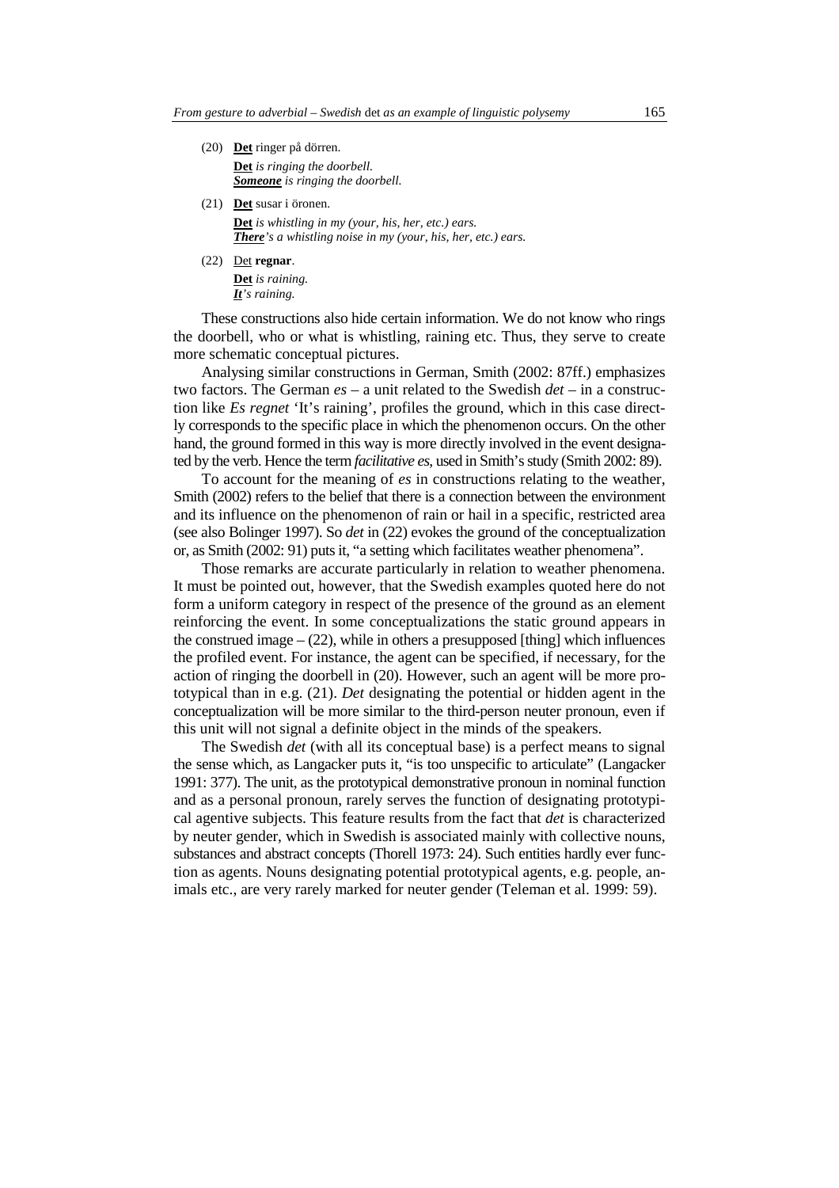(20) **Det** ringer på dörren.

**Det** *is ringing the doorbell.*
***Someone*** *is ringing the doorbell.*

(21) **Det** susar i öronen.

**Det** *is whistling in my (your, his, her, etc.) ears.*
***There****'s a whistling noise in my (your, his, her, etc.) ears.*

(22) Det **regnar**.

**Det** *is raining.*
***It****'s raining.*

These constructions also hide certain information. We do not know who rings the doorbell, who or what is whistling, raining etc. Thus, they serve to create more schematic conceptual pictures.

Analysing similar constructions in German, Smith (2002: 87ff.) emphasizes two factors. The German *es* – a unit related to the Swedish *det* – in a construction like *Es regnet* 'It's raining', profiles the ground, which in this case directly corresponds to the specific place in which the phenomenon occurs. On the other hand, the ground formed in this way is more directly involved in the event designated by the verb. Hence the term *facilitative es*, used in Smith's study (Smith 2002: 89).

To account for the meaning of *es* in constructions relating to the weather, Smith (2002) refers to the belief that there is a connection between the environment and its influence on the phenomenon of rain or hail in a specific, restricted area (see also Bolinger 1997). So *det* in (22) evokes the ground of the conceptualization or, as Smith (2002: 91) puts it, "a setting which facilitates weather phenomena".

Those remarks are accurate particularly in relation to weather phenomena. It must be pointed out, however, that the Swedish examples quoted here do not form a uniform category in respect of the presence of the ground as an element reinforcing the event. In some conceptualizations the static ground appears in the construed image – (22), while in others a presupposed [thing] which influences the profiled event. For instance, the agent can be specified, if necessary, for the action of ringing the doorbell in (20). However, such an agent will be more prototypical than in e.g. (21). *Det* designating the potential or hidden agent in the conceptualization will be more similar to the third-person neuter pronoun, even if this unit will not signal a definite object in the minds of the speakers.

The Swedish *det* (with all its conceptual base) is a perfect means to signal the sense which, as Langacker puts it, "is too unspecific to articulate" (Langacker 1991: 377). The unit, as the prototypical demonstrative pronoun in nominal function and as a personal pronoun, rarely serves the function of designating prototypical agentive subjects. This feature results from the fact that *det* is characterized by neuter gender, which in Swedish is associated mainly with collective nouns, substances and abstract concepts (Thorell 1973: 24). Such entities hardly ever function as agents. Nouns designating potential prototypical agents, e.g. people, animals etc., are very rarely marked for neuter gender (Teleman et al. 1999: 59).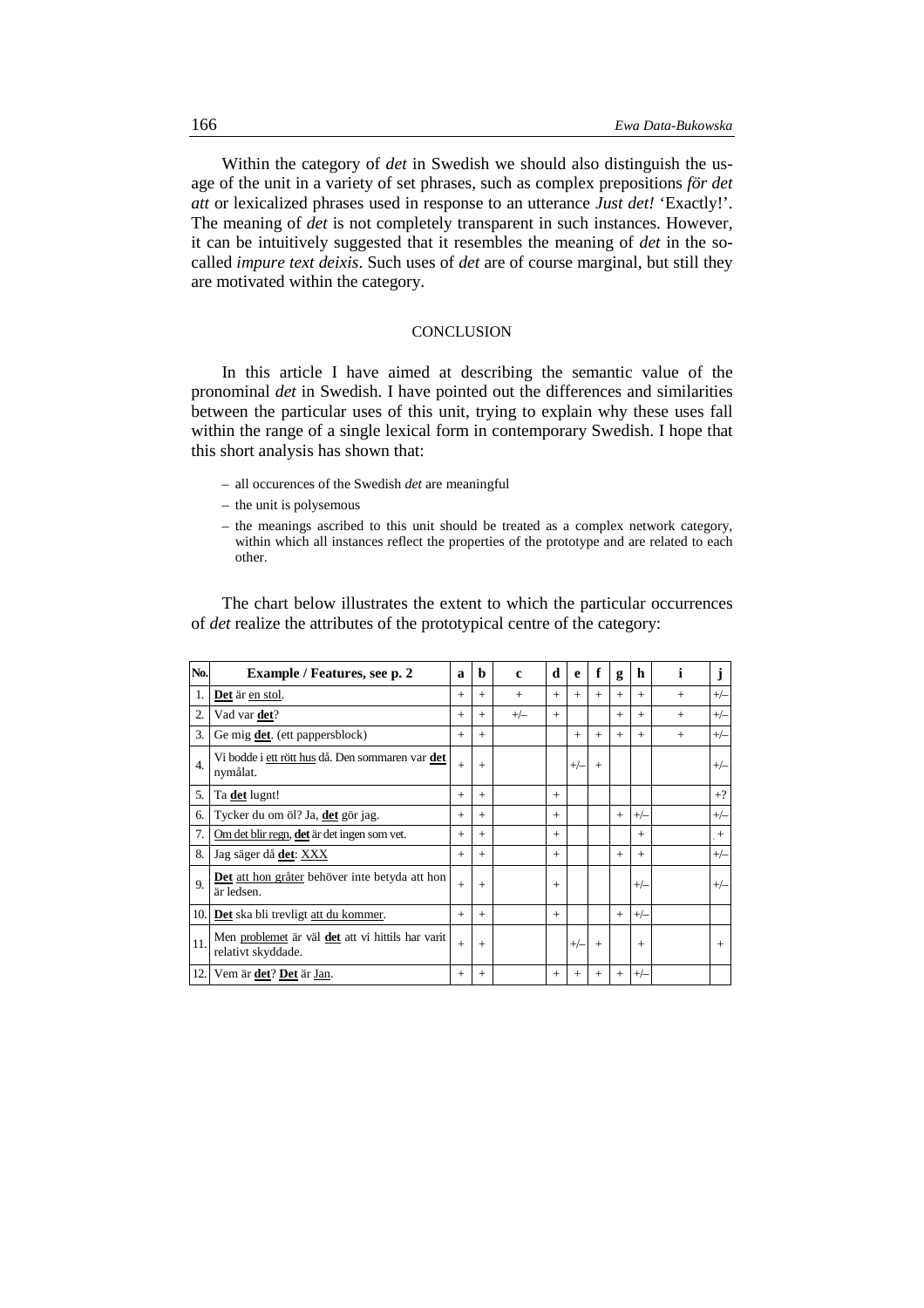Within the category of *det* in Swedish we should also distinguish the usage of the unit in a variety of set phrases, such as complex prepositions *för det att* or lexicalized phrases used in response to an utterance *Just det!* 'Exactly!'. The meaning of *det* is not completely transparent in such instances. However, it can be intuitively suggested that it resembles the meaning of *det* in the so-called *impure text deixis*. Such uses of *det* are of course marginal, but still they are motivated within the category.

## CONCLUSION

In this article I have aimed at describing the semantic value of the pronominal *det* in Swedish. I have pointed out the differences and similarities between the particular uses of this unit, trying to explain why these uses fall within the range of a single lexical form in contemporary Swedish. I hope that this short analysis has shown that:

- all occurences of the Swedish *det* are meaningful
- the unit is polysemous
- the meanings ascribed to this unit should be treated as a complex network category, within which all instances reflect the properties of the prototype and are related to each other.

The chart below illustrates the extent to which the particular occurrences of *det* realize the attributes of the prototypical centre of the category:

| No. | Example / Features, see p. 2 | a | b | c | d | e | f | g | h | i | j |
|---|---|---|---|---|---|---|---|---|---|---|---|
| 1. | <u>**Det**</u> är <u>en stol</u>. | + | + | + | + | + | + | + | + | + | +/– |
| 2. | Vad var <u>**det**</u>? | + | + | +/– | + | | | + | + | + | +/– |
| 3. | Ge mig <u>**det**</u>. (ett pappersblock) | + | + | | | + | + | + | + | + | +/– |
| 4. | Vi bodde i <u>ett rött hus</u> då. Den sommaren var <u>**det**</u> nymålat. | + | + | | | +/– | + | | | | +/– |
| 5. | Ta <u>**det**</u> lugnt! | + | + | | + | | | | | | +? |
| 6. | Tycker du om öl? Ja, <u>**det**</u> gör jag. | + | + | | + | | | + | +/– | | +/– |
| 7. | <u>Om det blir regn</u>, <u>**det**</u> är det ingen som vet. | + | + | | + | | | | + | | + |
| 8. | Jag säger då <u>**det**</u>: <u>XXX</u> | + | + | | + | | | + | + | | +/– |
| 9. | <u>**Det**</u> <u>att hon gråter</u> behöver inte betyda att hon är ledsen. | + | + | | + | | | | +/– | | +/– |
| 10. | <u>**Det**</u> ska bli trevligt <u>att du kommer</u>. | + | + | | + | | | + | +/– | | |
| 11. | Men <u>problemet</u> är väl <u>**det**</u> att vi hittils har varit relativt skyddade. | + | + | | | +/– | + | | + | | + |
| 12. | Vem är <u>**det**</u>? <u>**Det**</u> är <u>Jan</u>. | + | + | | + | + | + | + | +/– | | |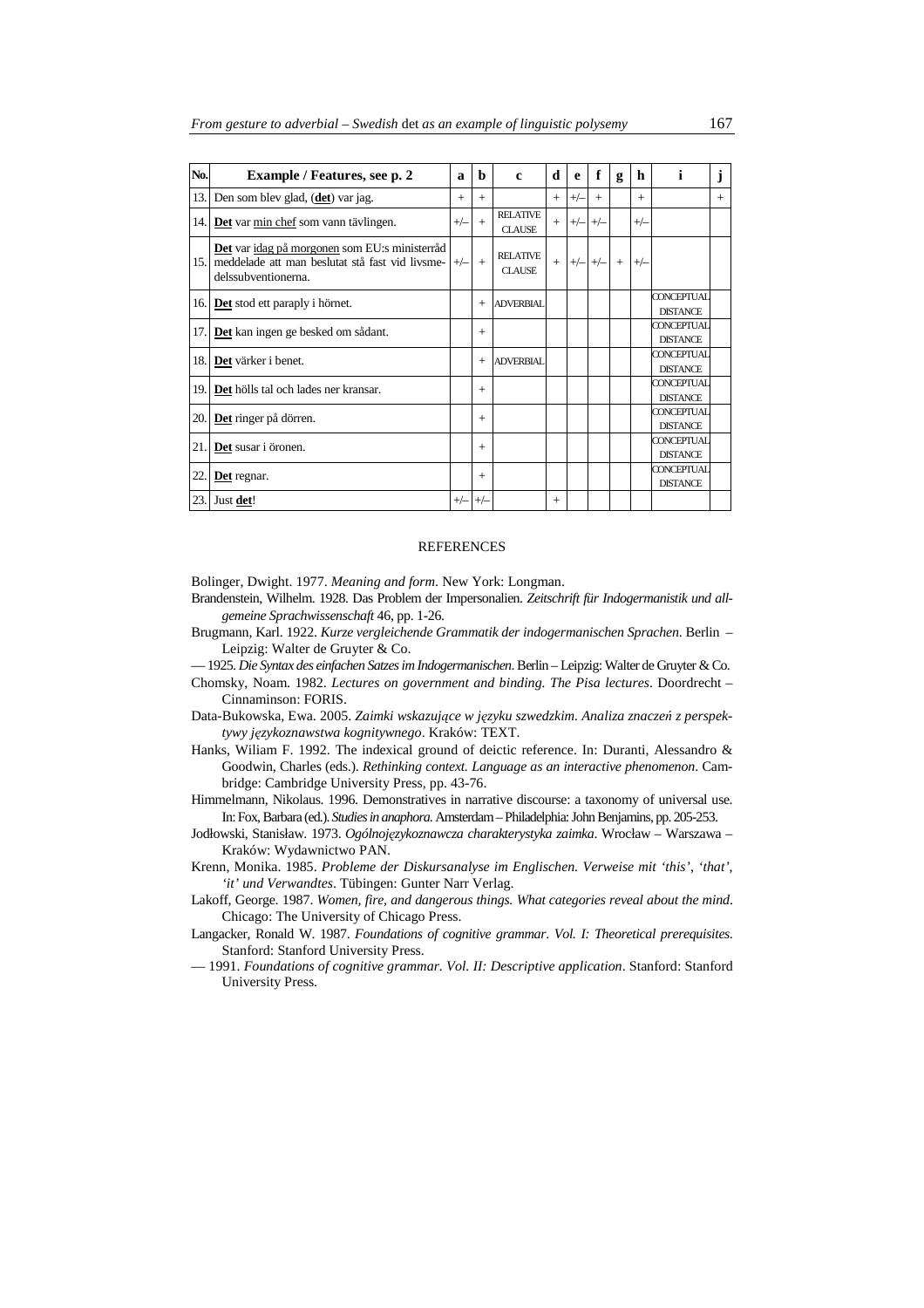| No. | Example / Features, see p. 2 | a | b | c | d | e | f | g | h | i | j |
|---|---|---|---|---|---|---|---|---|---|---|---|
| 13. | Den som blev glad, (**det**) var jag. | + | + | | + | +/– | + | | + | | + |
| 14. | **Det** var min chef som vann tävlingen. | +/– | + | RELATIVE CLAUSE | + | +/– | +/– | | +/– | | |
| 15. | **Det** var idag på morgonen som EU:s ministerråd meddelade att man beslutat stå fast vid livsmedelssubventionerna. | +/– | + | RELATIVE CLAUSE | + | +/– | +/– | + | +/– | | |
| 16. | **Det** stod ett paraply i hörnet. | | + | ADVERBIAL | | | | | | CONCEPTUAL DISTANCE | |
| 17. | **Det** kan ingen ge besked om sådant. | | + | | | | | | | CONCEPTUAL DISTANCE | |
| 18. | **Det** värker i benet. | | + | ADVERBIAL | | | | | | CONCEPTUAL DISTANCE | |
| 19. | **Det** hölls tal och lades ner kransar. | | + | | | | | | | CONCEPTUAL DISTANCE | |
| 20. | **Det** ringer på dörren. | | + | | | | | | | CONCEPTUAL DISTANCE | |
| 21. | **Det** susar i öronen. | | + | | | | | | | CONCEPTUAL DISTANCE | |
| 22. | **Det** regnar. | | + | | | | | | | CONCEPTUAL DISTANCE | |
| 23. | Just **det**! | +/– | +/– | | + | | | | | | |

## REFERENCES

Bolinger, Dwight. 1977. *Meaning and form*. New York: Longman.

Brandenstein, Wilhelm. 1928. Das Problem der Impersonalien. *Zeitschrift für Indogermanistik und allgemeine Sprachwissenschaft* 46, pp. 1-26.

Brugmann, Karl. 1922. *Kurze vergleichende Grammatik der indogermanischen Sprachen*. Berlin – Leipzig: Walter de Gruyter & Co.

— 1925. *Die Syntax des einfachen Satzes im Indogermanischen*. Berlin – Leipzig: Walter de Gruyter & Co.

Chomsky, Noam. 1982. *Lectures on government and binding. The Pisa lectures*. Doordrecht – Cinnaminson: FORIS.

Data-Bukowska, Ewa. 2005. *Zaimki wskazujące w języku szwedzkim. Analiza znaczeń z perspektywy językoznawstwa kognitywnego*. Kraków: TEXT.

Hanks, Wiliam F. 1992. The indexical ground of deictic reference. In: Duranti, Alessandro & Goodwin, Charles (eds.). *Rethinking context. Language as an interactive phenomenon*. Cambridge: Cambridge University Press, pp. 43-76.

Himmelmann, Nikolaus. 1996. Demonstratives in narrative discourse: a taxonomy of universal use. In: Fox, Barbara (ed.). *Studies in anaphora*. Amsterdam – Philadelphia: John Benjamins, pp. 205-253.

Jodłowski, Stanisław. 1973. *Ogólnojęzykoznawcza charakterystyka zaimka*. Wrocław – Warszawa – Kraków: Wydawnictwo PAN.

Krenn, Monika. 1985. *Probleme der Diskursanalyse im Englischen. Verweise mit 'this', 'that', 'it' und Verwandtes*. Tübingen: Gunter Narr Verlag.

Lakoff, George. 1987. *Women, fire, and dangerous things. What categories reveal about the mind*. Chicago: The University of Chicago Press.

Langacker, Ronald W. 1987. *Foundations of cognitive grammar. Vol. I: Theoretical prerequisites*. Stanford: Stanford University Press.

— 1991. *Foundations of cognitive grammar. Vol. II: Descriptive application*. Stanford: Stanford University Press.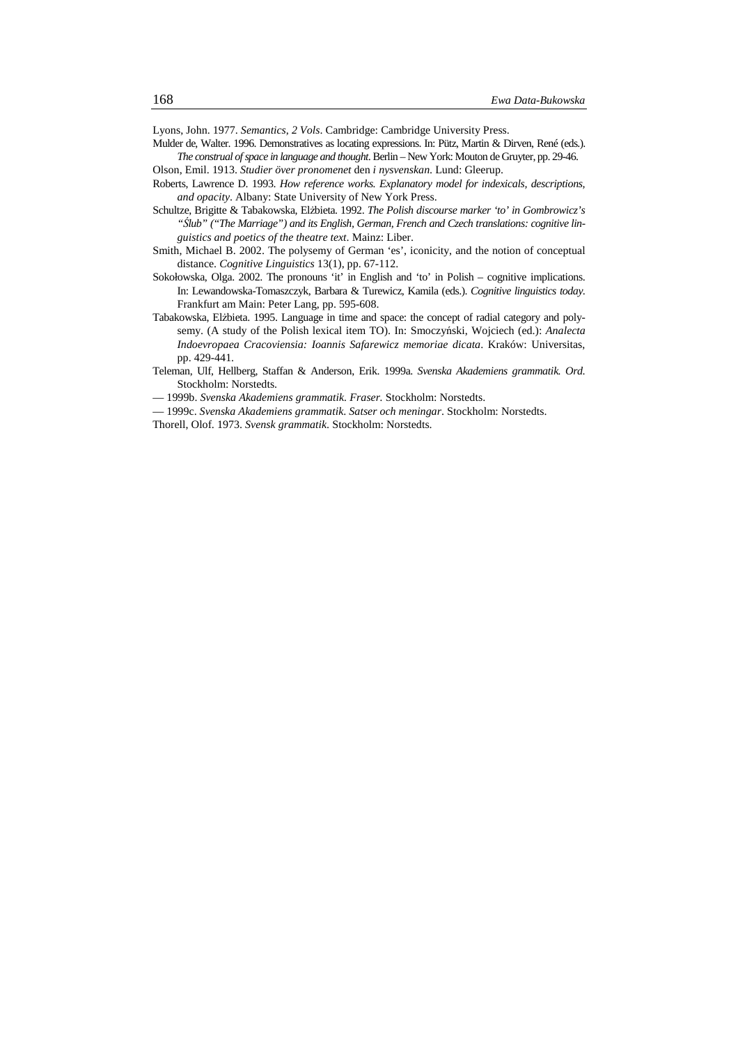Lyons, John. 1977. *Semantics, 2 Vols*. Cambridge: Cambridge University Press.

Mulder de, Walter. 1996. Demonstratives as locating expressions. In: Pütz, Martin & Dirven, René (eds.). *The construal of space in language and thought*. Berlin – New York: Mouton de Gruyter, pp. 29-46.

Olson, Emil. 1913. *Studier över pronomenet* den *i nysvenskan*. Lund: Gleerup.

Roberts, Lawrence D. 1993. *How reference works. Explanatory model for indexicals, descriptions, and opacity*. Albany: State University of New York Press.

Schultze, Brigitte & Tabakowska, Elżbieta. 1992. *The Polish discourse marker 'to' in Gombrowicz's "Ślub" ("The Marriage") and its English, German, French and Czech translations: cognitive linguistics and poetics of the theatre text*. Mainz: Liber.

Smith, Michael B. 2002. The polysemy of German 'es', iconicity, and the notion of conceptual distance. *Cognitive Linguistics* 13(1), pp. 67-112.

Sokołowska, Olga. 2002. The pronouns 'it' in English and 'to' in Polish – cognitive implications. In: Lewandowska-Tomaszczyk, Barbara & Turewicz, Kamila (eds.). *Cognitive linguistics today*. Frankfurt am Main: Peter Lang, pp. 595-608.

Tabakowska, Elżbieta. 1995. Language in time and space: the concept of radial category and polysemy. (A study of the Polish lexical item TO). In: Smoczyński, Wojciech (ed.): *Analecta Indoevropaea Cracoviensia: Ioannis Safarewicz memoriae dicata*. Kraków: Universitas, pp. 429-441.

Teleman, Ulf, Hellberg, Staffan & Anderson, Erik. 1999a. *Svenska Akademiens grammatik. Ord.* Stockholm: Norstedts.

— 1999b. *Svenska Akademiens grammatik. Fraser.* Stockholm: Norstedts.

— 1999c. *Svenska Akademiens grammatik. Satser och meningar*. Stockholm: Norstedts.

Thorell, Olof. 1973. *Svensk grammatik*. Stockholm: Norstedts.